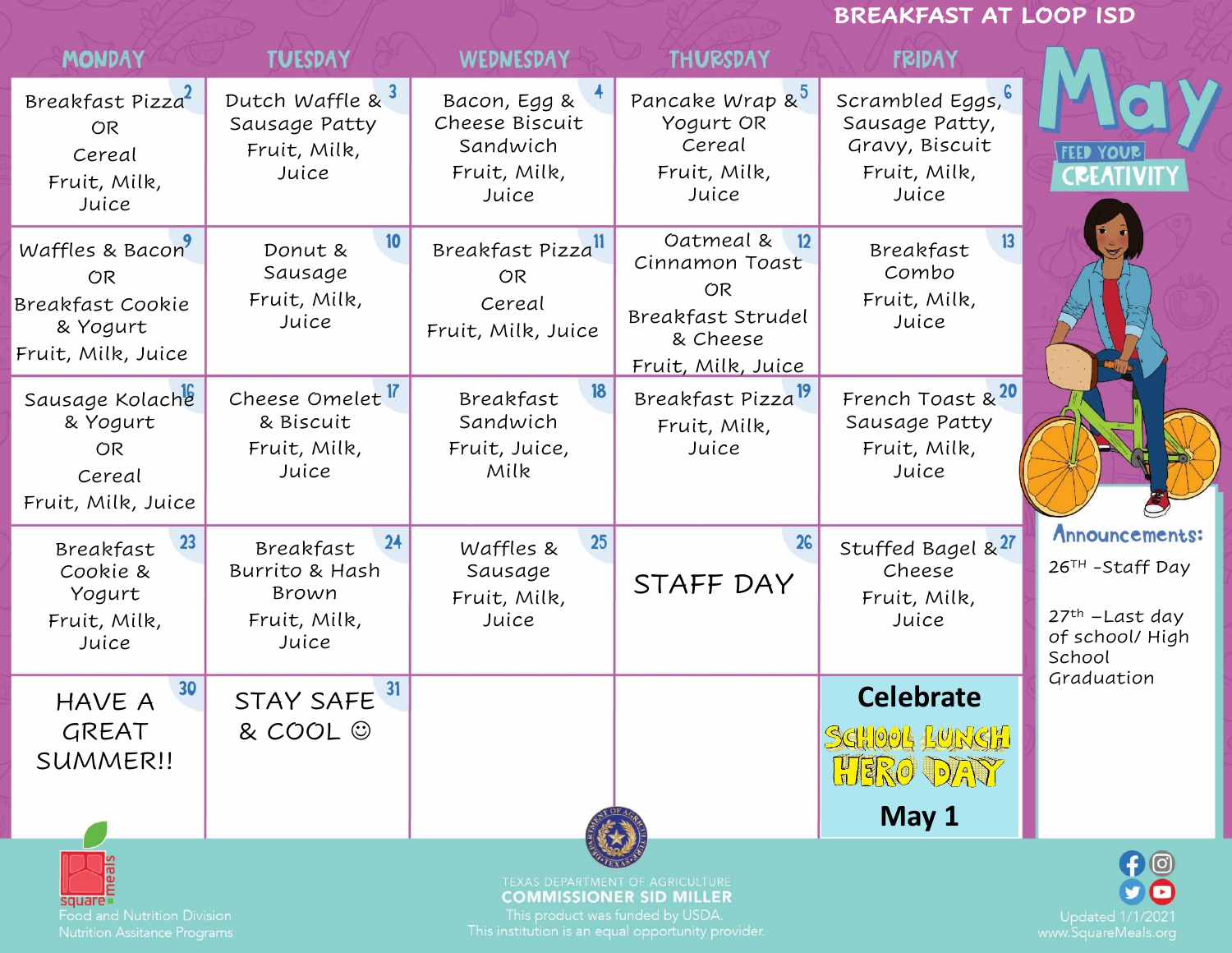# BREAKFAST AT LOOP ISD

# May

FEED YOUR CREATIVITY

| MONDAY | TUESDAY | WEDNESDAY | THURSDAY | FRIDAY |
|---|---|---|---|---|
| 2 Breakfast Pizza OR Cereal Fruit, Milk, Juice | 3 Dutch Waffle & Sausage Patty Fruit, Milk, Juice | 4 Bacon, Egg & Cheese Biscuit Sandwich Fruit, Milk, Juice | 5 Pancake Wrap & Yogurt OR Cereal Fruit, Milk, Juice | 6 Scrambled Eggs, Sausage Patty, Gravy, Biscuit Fruit, Milk, Juice |
| 9 Waffles & Bacon OR Breakfast Cookie & Yogurt Fruit, Milk, Juice | 10 Donut & Sausage Fruit, Milk, Juice | 11 Breakfast Pizza OR Cereal Fruit, Milk, Juice | 12 Oatmeal & Cinnamon Toast OR Breakfast Strudel & Cheese Fruit, Milk, Juice | 13 Breakfast Combo Fruit, Milk, Juice |
| 16 Sausage Kolache & Yogurt OR Cereal Fruit, Milk, Juice | 17 Cheese Omelet & Biscuit Fruit, Milk, Juice | 18 Breakfast Sandwich Fruit, Juice, Milk | 19 Breakfast Pizza Fruit, Milk, Juice | 20 French Toast & Sausage Patty Fruit, Milk, Juice |
| 23 Breakfast Cookie & Yogurt Fruit, Milk, Juice | 24 Breakfast Burrito & Hash Brown Fruit, Milk, Juice | 25 Waffles & Sausage Fruit, Milk, Juice | 26 STAFF DAY | 27 Stuffed Bagel & Cheese Fruit, Milk, Juice |
| 30 HAVE A GREAT SUMMER!! | 31 STAY SAFE & COOL ☺ | | | Celebrate SCHOOL LUNCH HERO DAY May 1 |

**Announcements:**

26TH -Staff Day

27th –Last day of school/ High School Graduation

square meals
Food and Nutrition Division
Nutrition Assitance Programs

TEXAS DEPARTMENT OF AGRICULTURE
COMMISSIONER SID MILLER
This product was funded by USDA.
This institution is an equal opportunity provider.

Updated 1/1/2021
www.SquareMeals.org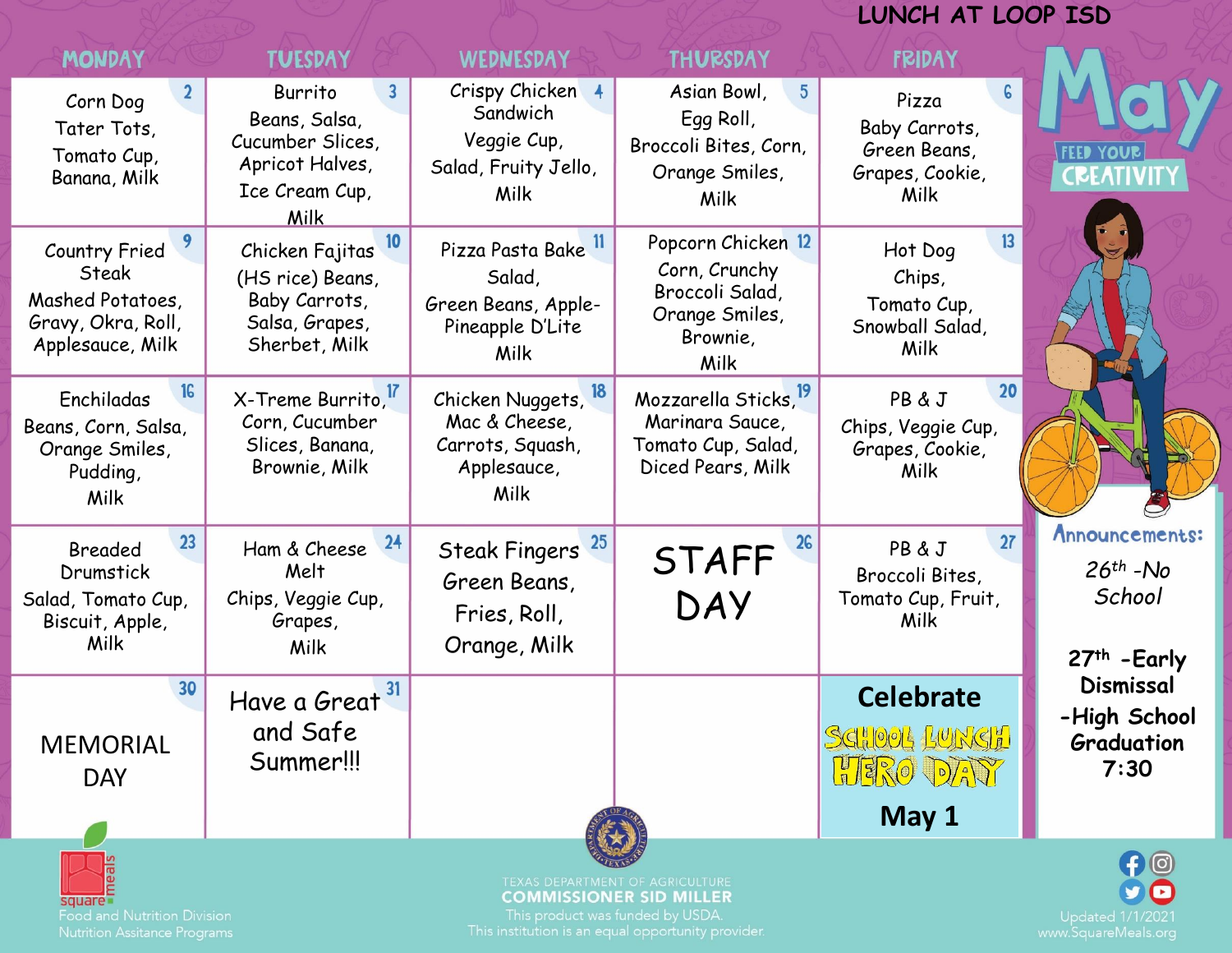# LUNCH AT LOOP ISD

## May

FEED YOUR CREATIVITY

| MONDAY | TUESDAY | WEDNESDAY | THURSDAY | FRIDAY |
|---|---|---|---|---|
| 2 Corn Dog Tater Tots, Tomato Cup, Banana, Milk | 3 Burrito Beans, Salsa, Cucumber Slices, Apricot Halves, Ice Cream Cup, Milk | 4 Crispy Chicken Sandwich Veggie Cup, Salad, Fruity Jello, Milk | 5 Asian Bowl, Egg Roll, Broccoli Bites, Corn, Orange Smiles, Milk | 6 Pizza Baby Carrots, Green Beans, Grapes, Cookie, Milk |
| 9 Country Fried Steak Mashed Potatoes, Gravy, Okra, Roll, Applesauce, Milk | 10 Chicken Fajitas (HS rice) Beans, Baby Carrots, Salsa, Grapes, Sherbet, Milk | 11 Pizza Pasta Bake Salad, Green Beans, Apple-Pineapple D'Lite Milk | 12 Popcorn Chicken Corn, Crunchy Broccoli Salad, Orange Smiles, Brownie, Milk | 13 Hot Dog Chips, Tomato Cup, Snowball Salad, Milk |
| 16 Enchiladas Beans, Corn, Salsa, Orange Smiles, Pudding, Milk | 17 X-Treme Burrito, Corn, Cucumber Slices, Banana, Brownie, Milk | 18 Chicken Nuggets, Mac & Cheese, Carrots, Squash, Applesauce, Milk | 19 Mozzarella Sticks, Marinara Sauce, Tomato Cup, Salad, Diced Pears, Milk | 20 PB & J Chips, Veggie Cup, Grapes, Cookie, Milk |
| 23 Breaded Drumstick Salad, Tomato Cup, Biscuit, Apple, Milk | 24 Ham & Cheese Melt Chips, Veggie Cup, Grapes, Milk | 25 Steak Fingers Green Beans, Fries, Roll, Orange, Milk | 26 STAFF DAY | 27 PB & J Broccoli Bites, Tomato Cup, Fruit, Milk |
| 30 MEMORIAL DAY | 31 Have a Great and Safe Summer!!! | | | Celebrate SCHOOL LUNCH HERO DAY May 1 |

**Announcements:**

26th -No School

**27th -Early Dismissal**

**-High School Graduation 7:30**

square meals
Food and Nutrition Division
Nutrition Assitance Programs

TEXAS DEPARTMENT OF AGRICULTURE
COMMISSIONER SID MILLER
This product was funded by USDA.
This institution is an equal opportunity provider.

Updated 1/1/2021
www.SquareMeals.org